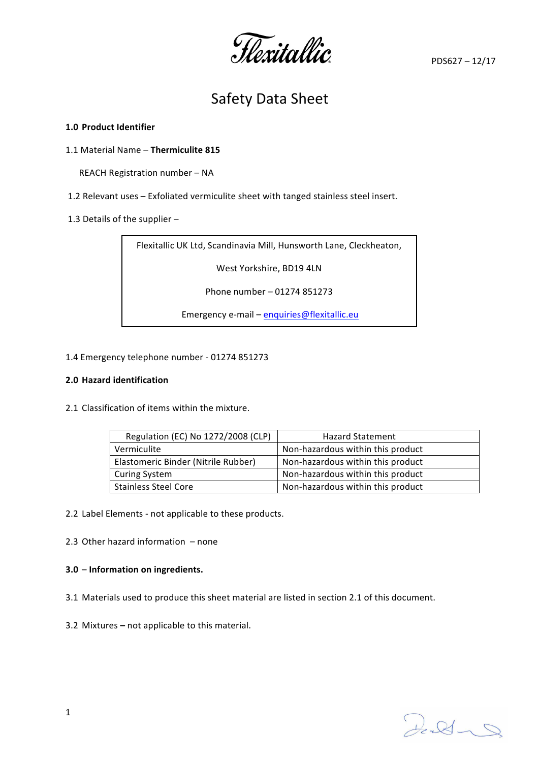Flexitallic

PDS627 – 12/17

# Safety Data Sheet

**1.0 Product Identifier**

1.1 Material Name – **Thermiculite 815**

REACH Registration number – NA

1.2 Relevant uses – Exfoliated vermiculite sheet with tanged stainless steel insert.

1.3 Details of the supplier –

| Flexitallic UK Ltd, Scandinavia Mill, Hunsworth Lane, Cleckheaton, West Yorkshire, BD19 4LN |
|---|
| Phone number – 01274 851273 |
| Emergency e-mail – enquiries@flexitallic.eu |

1.4 Emergency telephone number - 01274 851273

**2.0 Hazard identification**

2.1 Classification of items within the mixture.

| Regulation (EC) No 1272/2008 (CLP) | Hazard Statement |
|---|---|
| Vermiculite | Non-hazardous within this product |
| Elastomeric Binder (Nitrile Rubber) | Non-hazardous within this product |
| Curing System | Non-hazardous within this product |
| Stainless Steel Core | Non-hazardous within this product |

2.2 Label Elements - not applicable to these products.

2.3 Other hazard information – none

**3.0 – Information on ingredients.**

3.1 Materials used to produce this sheet material are listed in section 2.1 of this document.

3.2 Mixtures **–** not applicable to this material.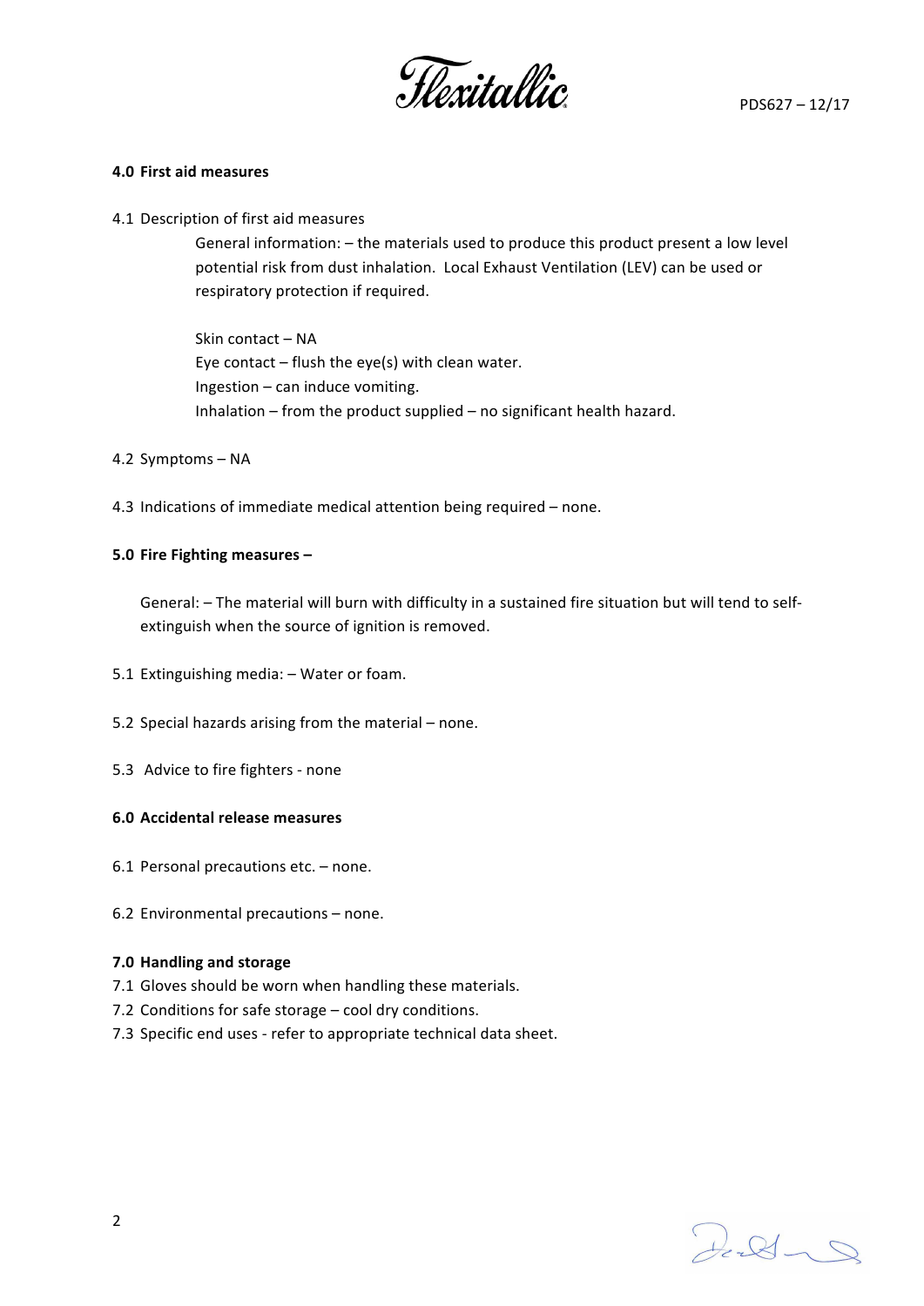**4.0 First aid measures**

4.1 Description of first aid measures

General information: – the materials used to produce this product present a low level potential risk from dust inhalation. Local Exhaust Ventilation (LEV) can be used or respiratory protection if required.

Skin contact – NA
Eye contact – flush the eye(s) with clean water.
Ingestion – can induce vomiting.
Inhalation – from the product supplied – no significant health hazard.

4.2 Symptoms – NA

4.3 Indications of immediate medical attention being required – none.

**5.0 Fire Fighting measures –**

General: – The material will burn with difficulty in a sustained fire situation but will tend to self-extinguish when the source of ignition is removed.

5.1 Extinguishing media: – Water or foam.

5.2 Special hazards arising from the material – none.

5.3 Advice to fire fighters - none

**6.0 Accidental release measures**

6.1 Personal precautions etc. – none.

6.2 Environmental precautions – none.

**7.0 Handling and storage**

7.1 Gloves should be worn when handling these materials.
7.2 Conditions for safe storage – cool dry conditions.
7.3 Specific end uses - refer to appropriate technical data sheet.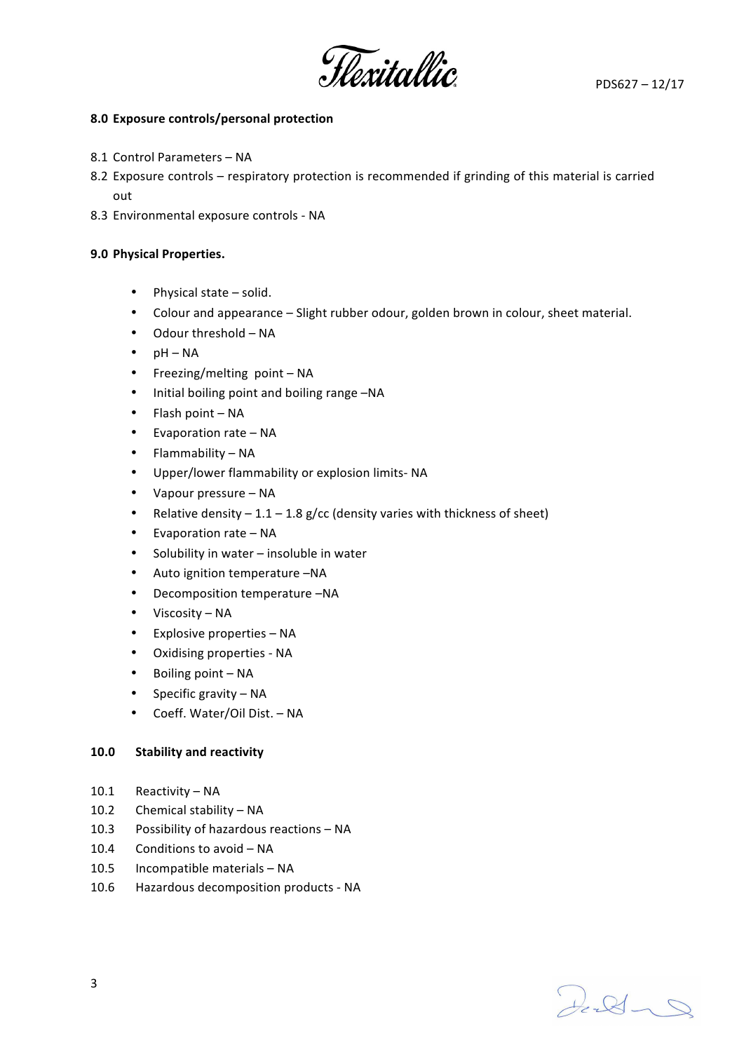## 8.0 Exposure controls/personal protection

8.1 Control Parameters – NA

8.2 Exposure controls – respiratory protection is recommended if grinding of this material is carried out

8.3 Environmental exposure controls - NA

## 9.0 Physical Properties.

- Physical state – solid.
- Colour and appearance – Slight rubber odour, golden brown in colour, sheet material.
- Odour threshold – NA
- pH – NA
- Freezing/melting point – NA
- Initial boiling point and boiling range –NA
- Flash point – NA
- Evaporation rate – NA
- Flammability – NA
- Upper/lower flammability or explosion limits- NA
- Vapour pressure – NA
- Relative density – 1.1 – 1.8 g/cc (density varies with thickness of sheet)
- Evaporation rate – NA
- Solubility in water – insoluble in water
- Auto ignition temperature –NA
- Decomposition temperature –NA
- Viscosity – NA
- Explosive properties – NA
- Oxidising properties - NA
- Boiling point – NA
- Specific gravity – NA
- Coeff. Water/Oil Dist. – NA

## 10.0 Stability and reactivity

10.1 Reactivity – NA

10.2 Chemical stability – NA

10.3 Possibility of hazardous reactions – NA

10.4 Conditions to avoid – NA

10.5 Incompatible materials – NA

10.6 Hazardous decomposition products - NA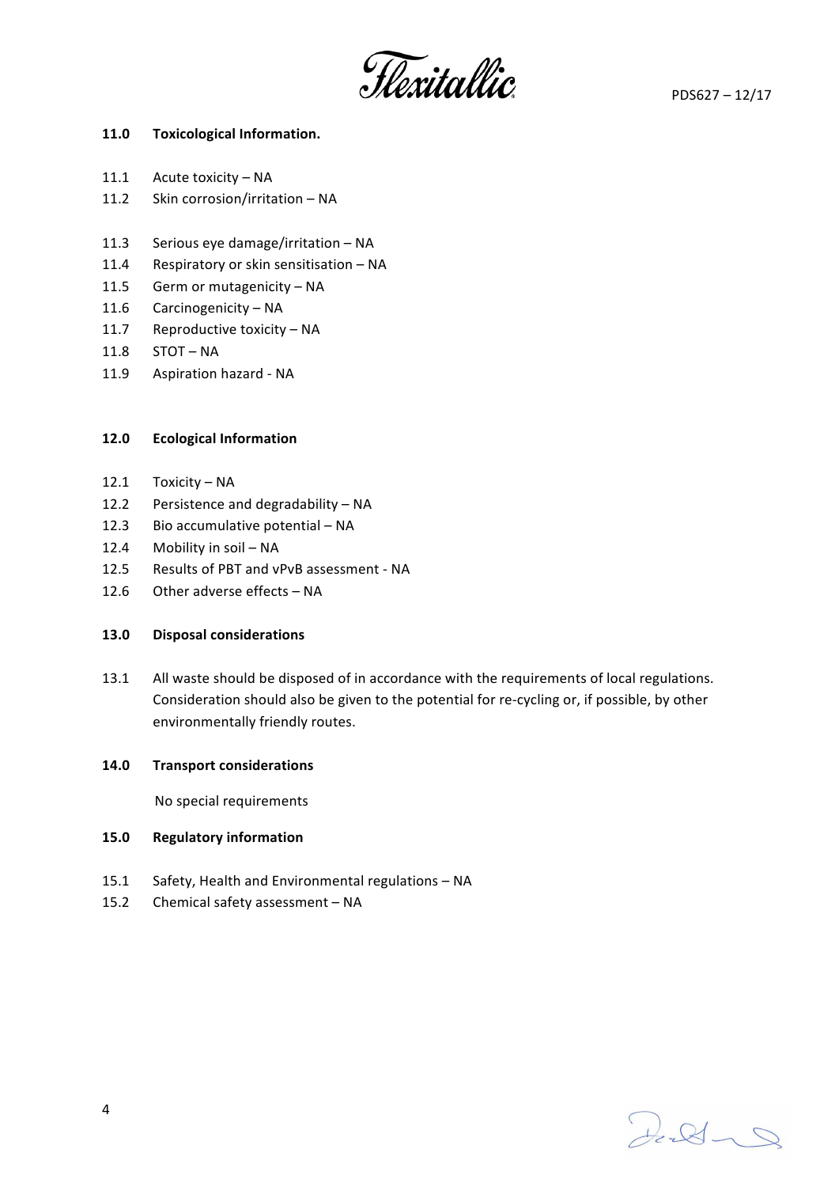## 11.0 Toxicological Information.

11.1 Acute toxicity – NA

11.2 Skin corrosion/irritation – NA

11.3 Serious eye damage/irritation – NA

11.4 Respiratory or skin sensitisation – NA

11.5 Germ or mutagenicity – NA

11.6 Carcinogenicity – NA

11.7 Reproductive toxicity – NA

11.8 STOT – NA

11.9 Aspiration hazard - NA

## 12.0 Ecological Information

12.1 Toxicity – NA

12.2 Persistence and degradability – NA

12.3 Bio accumulative potential – NA

12.4 Mobility in soil – NA

12.5 Results of PBT and vPvB assessment - NA

12.6 Other adverse effects – NA

## 13.0 Disposal considerations

13.1 All waste should be disposed of in accordance with the requirements of local regulations. Consideration should also be given to the potential for re-cycling or, if possible, by other environmentally friendly routes.

## 14.0 Transport considerations

No special requirements

## 15.0 Regulatory information

15.1 Safety, Health and Environmental regulations – NA

15.2 Chemical safety assessment – NA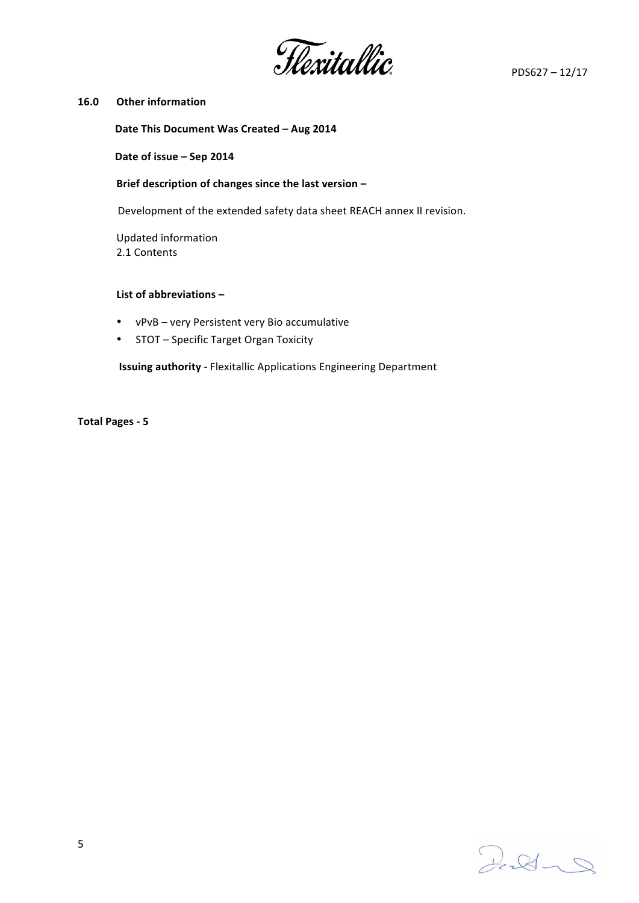## 16.0 Other information

**Date This Document Was Created – Aug 2014**

**Date of issue – Sep 2014**

**Brief description of changes since the last version –**

Development of the extended safety data sheet REACH annex II revision.

Updated information
2.1 Contents

**List of abbreviations –**

- vPvB – very Persistent very Bio accumulative
- STOT – Specific Target Organ Toxicity

**Issuing authority** - Flexitallic Applications Engineering Department

**Total Pages - 5**